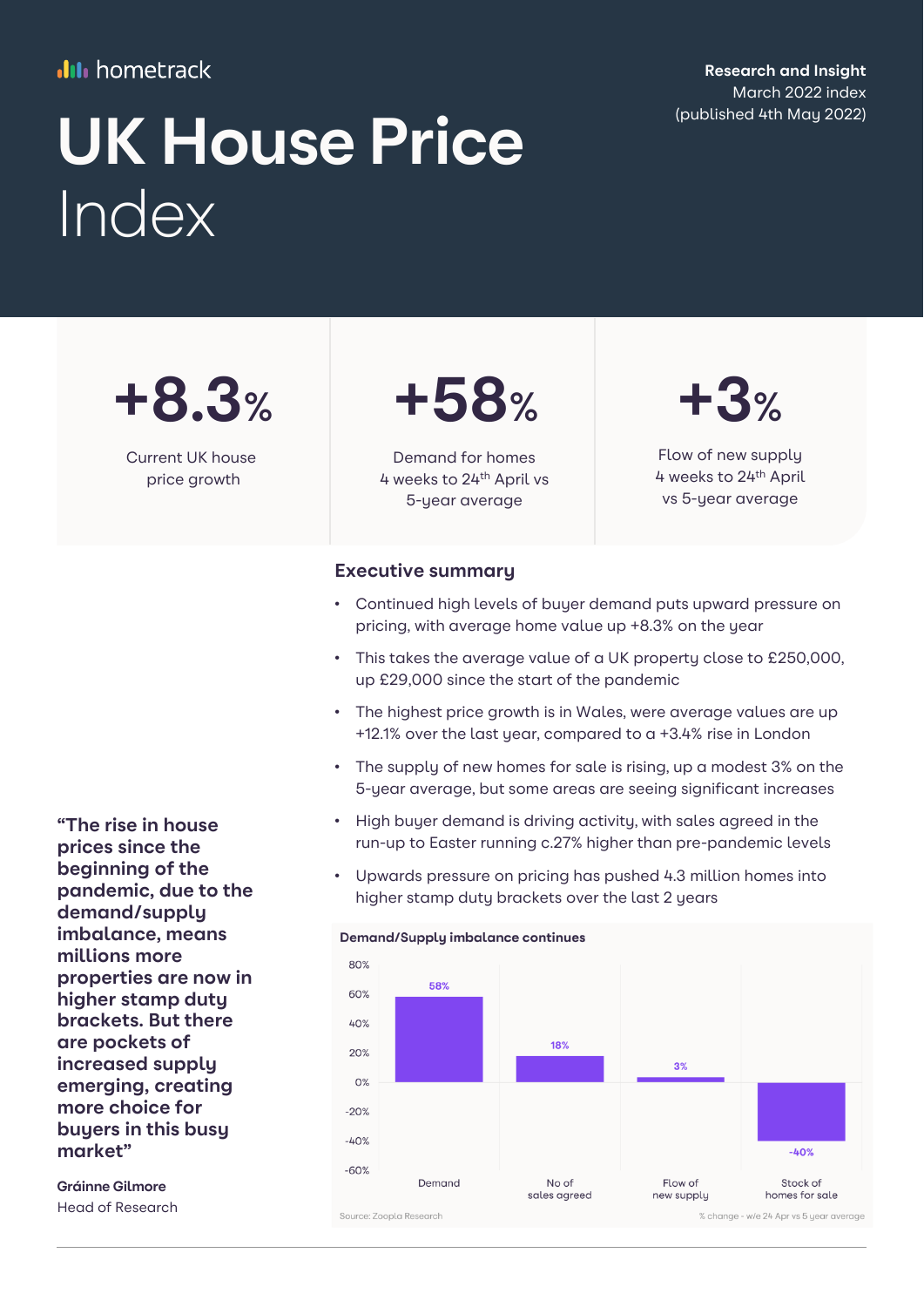hometrack

**Research and Insight**
March 2022 index
(published 4th May 2022)

# UK House Price Index

| +8.3% | +58% | +3% |
|---|---|---|
| Current UK house price growth | Demand for homes 4 weeks to 24th April vs 5-year average | Flow of new supply 4 weeks to 24th April vs 5-year average |

## Executive summary

- Continued high levels of buyer demand puts upward pressure on pricing, with average home value up +8.3% on the year
- This takes the average value of a UK property close to £250,000, up £29,000 since the start of the pandemic
- The highest price growth is in Wales, were average values are up +12.1% over the last year, compared to a +3.4% rise in London
- The supply of new homes for sale is rising, up a modest 3% on the 5-year average, but some areas are seeing significant increases
- High buyer demand is driving activity, with sales agreed in the run-up to Easter running c.27% higher than pre-pandemic levels
- Upwards pressure on pricing has pushed 4.3 million homes into higher stamp duty brackets over the last 2 years

**"The rise in house prices since the beginning of the pandemic, due to the demand/supply imbalance, means millions more properties are now in higher stamp duty brackets. But there are pockets of increased supply emerging, creating more choice for buyers in this busy market"**

**Gráinne Gilmore**
Head of Research

**Demand/Supply imbalance continues**

| | Demand | No of sales agreed | Flow of new supply | Stock of homes for sale |
|---|---|---|---|---|
| % change - w/e 24 Apr vs 5 year average | 58% | 18% | 3% | -40% |

Source: Zoopla Research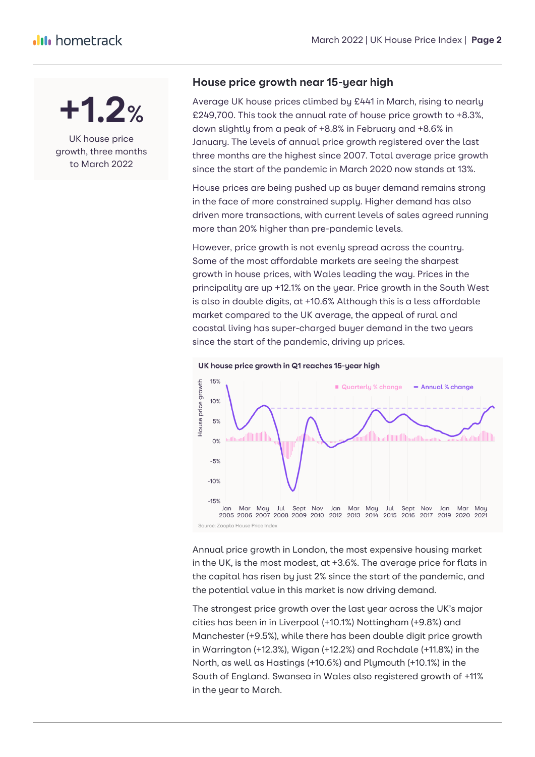**+1.2%**

UK house price growth, three months to March 2022

## House price growth near 15-year high

Average UK house prices climbed by £441 in March, rising to nearly £249,700. This took the annual rate of house price growth to +8.3%, down slightly from a peak of +8.8% in February and +8.6% in January. The levels of annual price growth registered over the last three months are the highest since 2007. Total average price growth since the start of the pandemic in March 2020 now stands at 13%.

House prices are being pushed up as buyer demand remains strong in the face of more constrained supply. Higher demand has also driven more transactions, with current levels of sales agreed running more than 20% higher than pre-pandemic levels.

However, price growth is not evenly spread across the country. Some of the most affordable markets are seeing the sharpest growth in house prices, with Wales leading the way. Prices in the principality are up +12.1% on the year. Price growth in the South West is also in double digits, at +10.6% Although this is a less affordable market compared to the UK average, the appeal of rural and coastal living has super-charged buyer demand in the two years since the start of the pandemic, driving up prices.

**UK house price growth in Q1 reaches 15-year high**

Source: Zoopla House Price Index

Annual price growth in London, the most expensive housing market in the UK, is the most modest, at +3.6%. The average price for flats in the capital has risen by just 2% since the start of the pandemic, and the potential value in this market is now driving demand.

The strongest price growth over the last year across the UK's major cities has been in in Liverpool (+10.1%) Nottingham (+9.8%) and Manchester (+9.5%), while there has been double digit price growth in Warrington (+12.3%), Wigan (+12.2%) and Rochdale (+11.8%) in the North, as well as Hastings (+10.6%) and Plymouth (+10.1%) in the South of England. Swansea in Wales also registered growth of +11% in the year to March.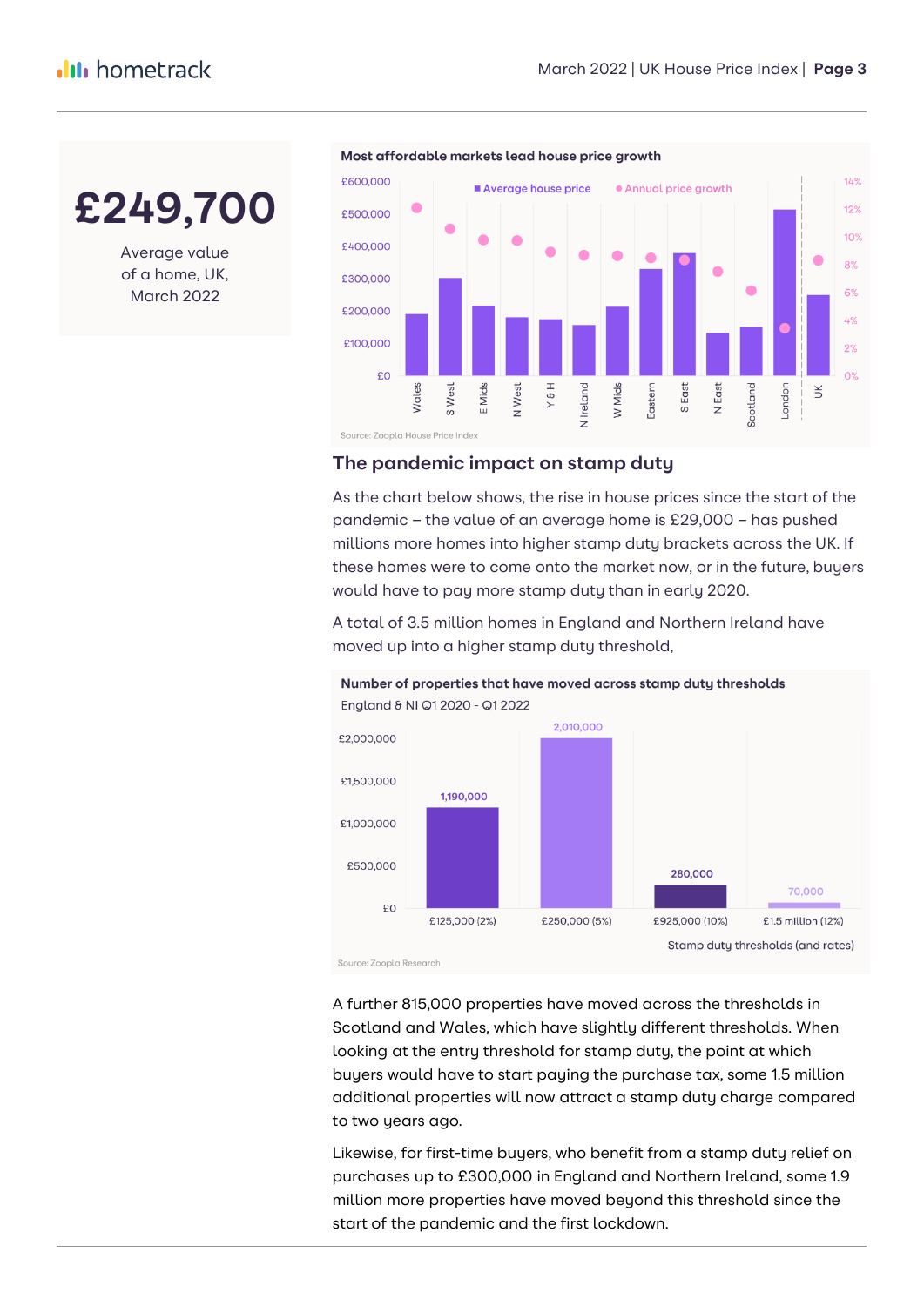**£249,700**

Average value of a home, UK, March 2022

**Most affordable markets lead house price growth**

Source: Zoopla House Price Index

## The pandemic impact on stamp duty

As the chart below shows, the rise in house prices since the start of the pandemic – the value of an average home is £29,000 – has pushed millions more homes into higher stamp duty brackets across the UK. If these homes were to come onto the market now, or in the future, buyers would have to pay more stamp duty than in early 2020.

A total of 3.5 million homes in England and Northern Ireland have moved up into a higher stamp duty threshold,

**Number of properties that have moved across stamp duty thresholds**

England & NI Q1 2020 - Q1 2022

| Stamp duty thresholds (and rates) | Number of properties |
|---|---|
| £125,000 (2%) | 1,190,000 |
| £250,000 (5%) | 2,010,000 |
| £925,000 (10%) | 280,000 |
| £1.5 million (12%) | 70,000 |

Source: Zoopla Research

A further 815,000 properties have moved across the thresholds in Scotland and Wales, which have slightly different thresholds. When looking at the entry threshold for stamp duty, the point at which buyers would have to start paying the purchase tax, some 1.5 million additional properties will now attract a stamp duty charge compared to two years ago.

Likewise, for first-time buyers, who benefit from a stamp duty relief on purchases up to £300,000 in England and Northern Ireland, some 1.9 million more properties have moved beyond this threshold since the start of the pandemic and the first lockdown.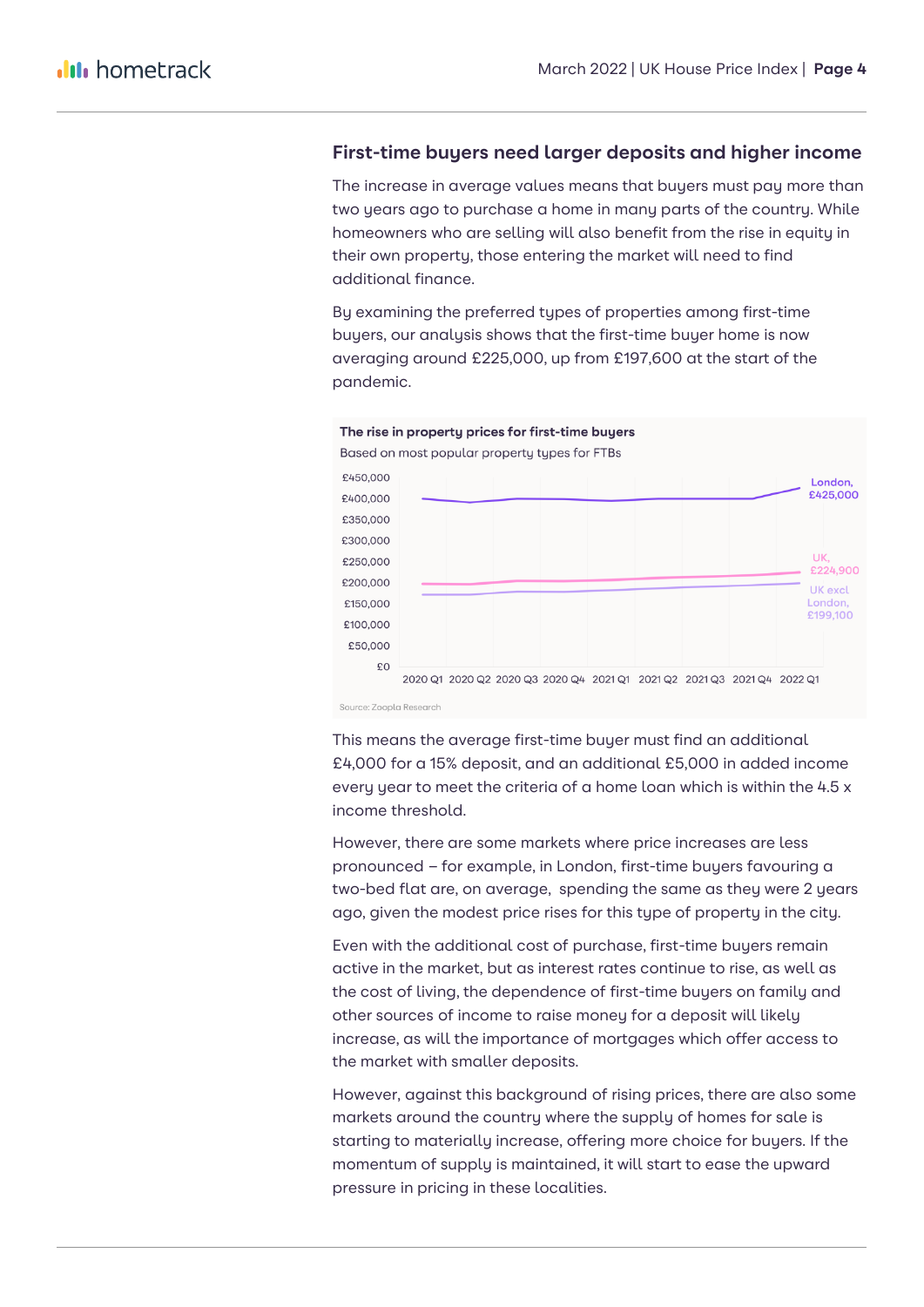## First-time buyers need larger deposits and higher income

The increase in average values means that buyers must pay more than two years ago to purchase a home in many parts of the country. While homeowners who are selling will also benefit from the rise in equity in their own property, those entering the market will need to find additional finance.

By examining the preferred types of properties among first-time buyers, our analysis shows that the first-time buyer home is now averaging around £225,000, up from £197,600 at the start of the pandemic.

**The rise in property prices for first-time buyers**

Based on most popular property types for FTBs

Source: Zoopla Research

This means the average first-time buyer must find an additional £4,000 for a 15% deposit, and an additional £5,000 in added income every year to meet the criteria of a home loan which is within the 4.5 x income threshold.

However, there are some markets where price increases are less pronounced – for example, in London, first-time buyers favouring a two-bed flat are, on average, spending the same as they were 2 years ago, given the modest price rises for this type of property in the city.

Even with the additional cost of purchase, first-time buyers remain active in the market, but as interest rates continue to rise, as well as the cost of living, the dependence of first-time buyers on family and other sources of income to raise money for a deposit will likely increase, as will the importance of mortgages which offer access to the market with smaller deposits.

However, against this background of rising prices, there are also some markets around the country where the supply of homes for sale is starting to materially increase, offering more choice for buyers. If the momentum of supply is maintained, it will start to ease the upward pressure in pricing in these localities.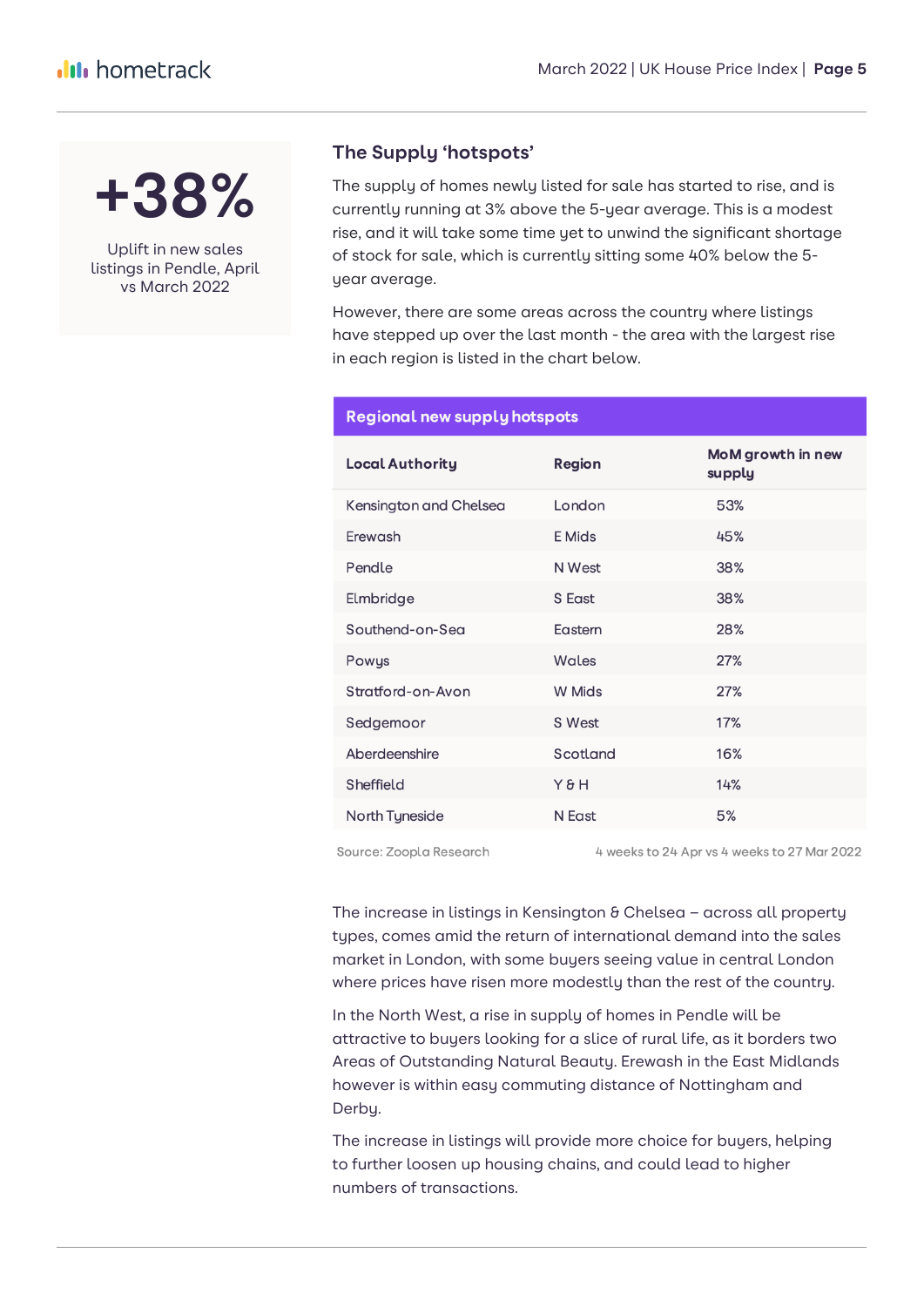**+38%**

Uplift in new sales listings in Pendle, April vs March 2022

## The Supply 'hotspots'

The supply of homes newly listed for sale has started to rise, and is currently running at 3% above the 5-year average. This is a modest rise, and it will take some time yet to unwind the significant shortage of stock for sale, which is currently sitting some 40% below the 5-year average.

However, there are some areas across the country where listings have stepped up over the last month - the area with the largest rise in each region is listed in the chart below.

**Regional new supply hotspots**

| Local Authority | Region | MoM growth in new supply |
|---|---|---|
| Kensington and Chelsea | London | 53% |
| Erewash | E Mids | 45% |
| Pendle | N West | 38% |
| Elmbridge | S East | 38% |
| Southend-on-Sea | Eastern | 28% |
| Powys | Wales | 27% |
| Stratford-on-Avon | W Mids | 27% |
| Sedgemoor | S West | 17% |
| Aberdeenshire | Scotland | 16% |
| Sheffield | Y & H | 14% |
| North Tyneside | N East | 5% |

Source: Zoopla Research | 4 weeks to 24 Apr vs 4 weeks to 27 Mar 2022

The increase in listings in Kensington & Chelsea – across all property types, comes amid the return of international demand into the sales market in London, with some buyers seeing value in central London where prices have risen more modestly than the rest of the country.

In the North West, a rise in supply of homes in Pendle will be attractive to buyers looking for a slice of rural life, as it borders two Areas of Outstanding Natural Beauty. Erewash in the East Midlands however is within easy commuting distance of Nottingham and Derby.

The increase in listings will provide more choice for buyers, helping to further loosen up housing chains, and could lead to higher numbers of transactions.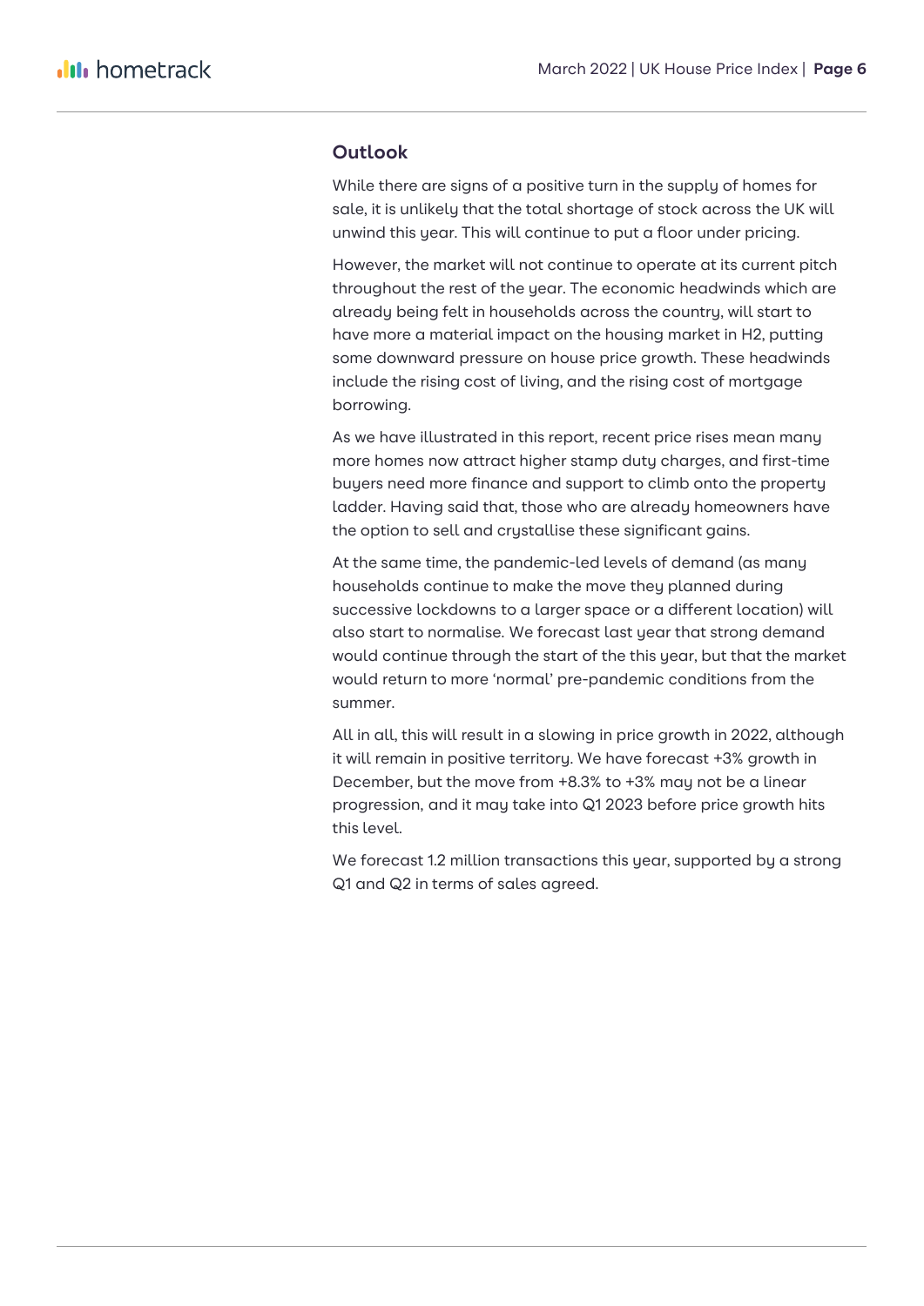## Outlook

While there are signs of a positive turn in the supply of homes for sale, it is unlikely that the total shortage of stock across the UK will unwind this year. This will continue to put a floor under pricing.

However, the market will not continue to operate at its current pitch throughout the rest of the year. The economic headwinds which are already being felt in households across the country, will start to have more a material impact on the housing market in H2, putting some downward pressure on house price growth. These headwinds include the rising cost of living, and the rising cost of mortgage borrowing.

As we have illustrated in this report, recent price rises mean many more homes now attract higher stamp duty charges, and first-time buyers need more finance and support to climb onto the property ladder. Having said that, those who are already homeowners have the option to sell and crystallise these significant gains.

At the same time, the pandemic-led levels of demand (as many households continue to make the move they planned during successive lockdowns to a larger space or a different location) will also start to normalise. We forecast last year that strong demand would continue through the start of the this year, but that the market would return to more 'normal' pre-pandemic conditions from the summer.

All in all, this will result in a slowing in price growth in 2022, although it will remain in positive territory. We have forecast +3% growth in December, but the move from +8.3% to +3% may not be a linear progression, and it may take into Q1 2023 before price growth hits this level.

We forecast 1.2 million transactions this year, supported by a strong Q1 and Q2 in terms of sales agreed.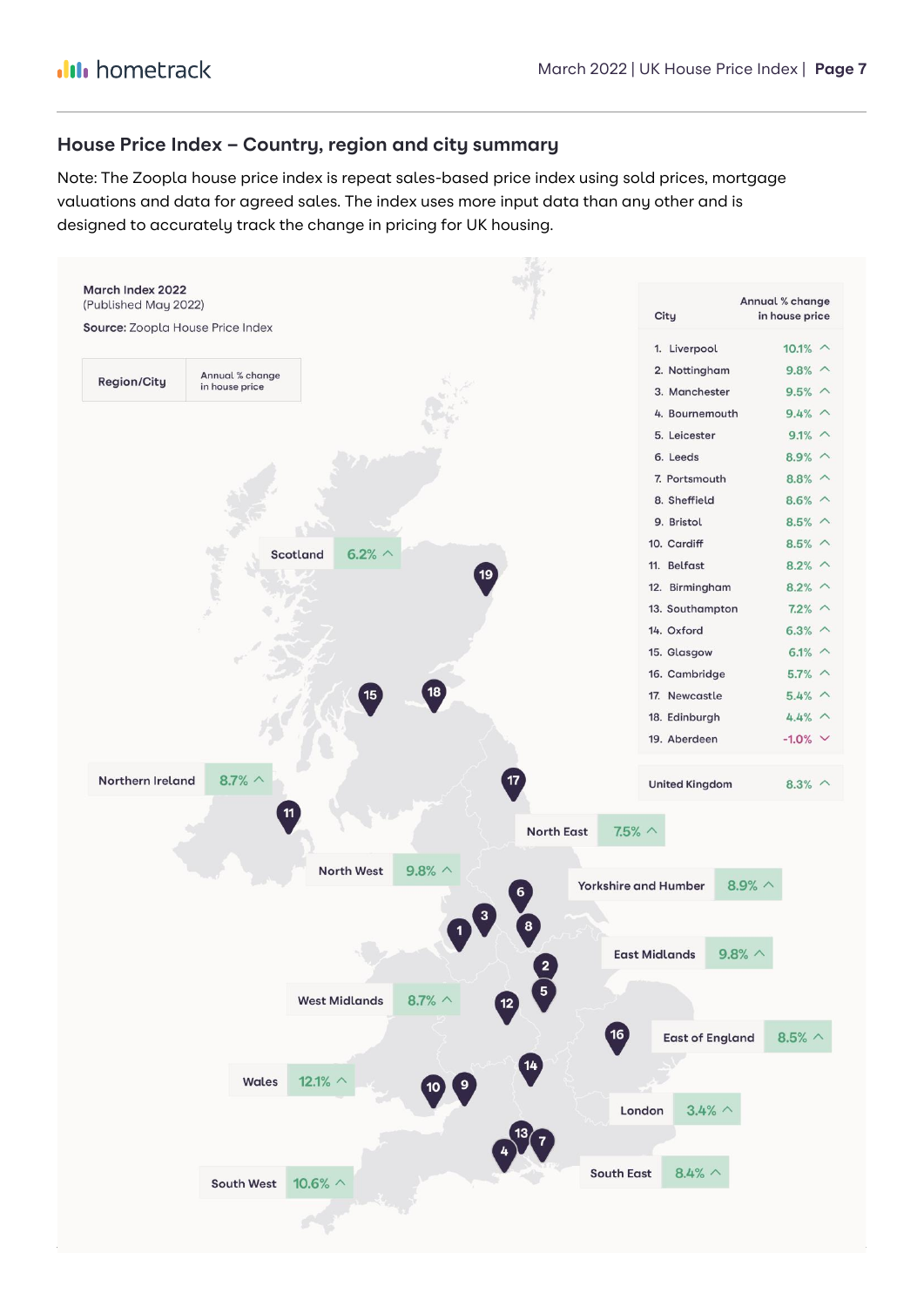## House Price Index – Country, region and city summary

Note: The Zoopla house price index is repeat sales-based price index using sold prices, mortgage valuations and data for agreed sales. The index uses more input data than any other and is designed to accurately track the change in pricing for UK housing.

**March Index 2022**
(Published May 2022)

**Source:** Zoopla House Price Index

| Region/City | Annual % change in house price |
|---|---|
| Scotland | 6.2% |
| Northern Ireland | 8.7% |
| North East | 7.5% |
| North West | 9.8% |
| Yorkshire and Humber | 8.9% |
| East Midlands | 9.8% |
| West Midlands | 8.7% |
| East of England | 8.5% |
| Wales | 12.1% |
| London | 3.4% |
| South East | 8.4% |
| South West | 10.6% |

| City | Annual % change in house price |
|---|---|
| 1. Liverpool | 10.1% |
| 2. Nottingham | 9.8% |
| 3. Manchester | 9.5% |
| 4. Bournemouth | 9.4% |
| 5. Leicester | 9.1% |
| 6. Leeds | 8.9% |
| 7. Portsmouth | 8.8% |
| 8. Sheffield | 8.6% |
| 9. Bristol | 8.5% |
| 10. Cardiff | 8.5% |
| 11. Belfast | 8.2% |
| 12. Birmingham | 8.2% |
| 13. Southampton | 7.2% |
| 14. Oxford | 6.3% |
| 15. Glasgow | 6.1% |
| 16. Cambridge | 5.7% |
| 17. Newcastle | 5.4% |
| 18. Edinburgh | 4.4% |
| 19. Aberdeen | -1.0% |
| United Kingdom | 8.3% |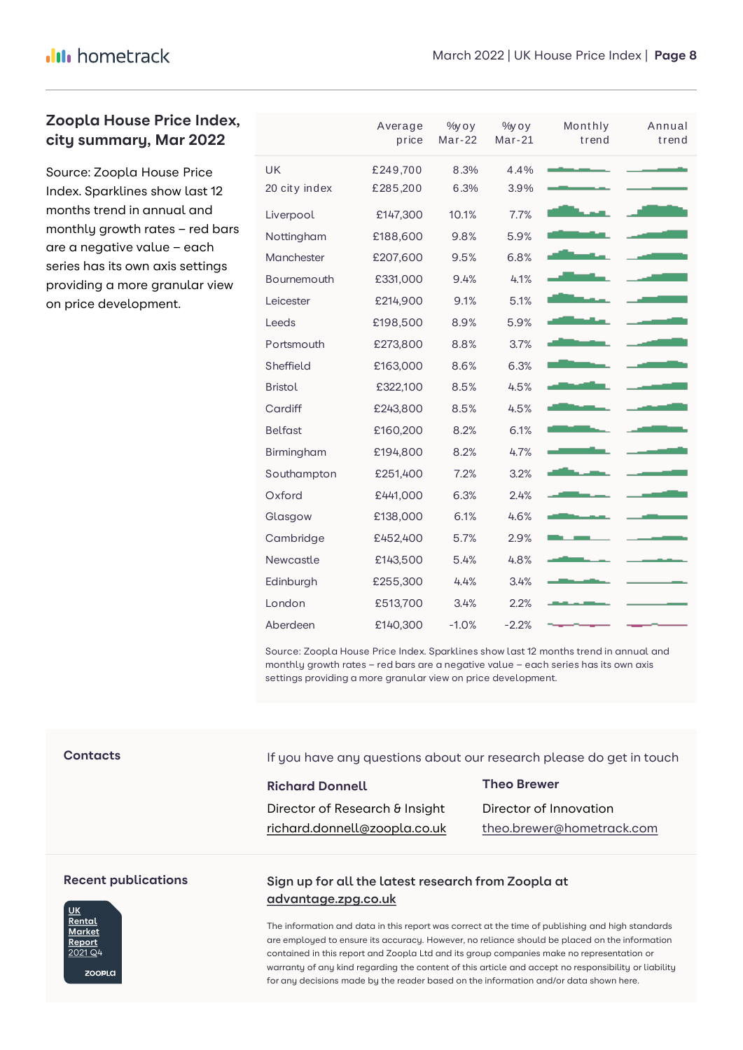## Zoopla House Price Index, city summary, Mar 2022

Source: Zoopla House Price Index. Sparklines show last 12 months trend in annual and monthly growth rates – red bars are a negative value – each series has its own axis settings providing a more granular view on price development.

| | Average price | %yoy Mar-22 | %yoy Mar-21 | Monthly trend | Annual trend |
|---|---|---|---|---|---|
| UK | £249,700 | 8.3% | 4.4% | | |
| 20 city index | £285,200 | 6.3% | 3.9% | | |
| Liverpool | £147,300 | 10.1% | 7.7% | | |
| Nottingham | £188,600 | 9.8% | 5.9% | | |
| Manchester | £207,600 | 9.5% | 6.8% | | |
| Bournemouth | £331,000 | 9.4% | 4.1% | | |
| Leicester | £214,900 | 9.1% | 5.1% | | |
| Leeds | £198,500 | 8.9% | 5.9% | | |
| Portsmouth | £273,800 | 8.8% | 3.7% | | |
| Sheffield | £163,000 | 8.6% | 6.3% | | |
| Bristol | £322,100 | 8.5% | 4.5% | | |
| Cardiff | £243,800 | 8.5% | 4.5% | | |
| Belfast | £160,200 | 8.2% | 6.1% | | |
| Birmingham | £194,800 | 8.2% | 4.7% | | |
| Southampton | £251,400 | 7.2% | 3.2% | | |
| Oxford | £441,000 | 6.3% | 2.4% | | |
| Glasgow | £138,000 | 6.1% | 4.6% | | |
| Cambridge | £452,400 | 5.7% | 2.9% | | |
| Newcastle | £143,500 | 5.4% | 4.8% | | |
| Edinburgh | £255,300 | 4.4% | 3.4% | | |
| London | £513,700 | 3.4% | 2.2% | | |
| Aberdeen | £140,300 | -1.0% | -2.2% | | |

Source: Zoopla House Price Index. Sparklines show last 12 months trend in annual and monthly growth rates – red bars are a negative value – each series has its own axis settings providing a more granular view on price development.

### Contacts

If you have any questions about our research please do get in touch

**Richard Donnell**
Director of Research & Insight
richard.donnell@zoopla.co.uk

**Theo Brewer**
Director of Innovation
theo.brewer@hometrack.com

### Recent publications

UK Rental Market Report 2021 Q4

ZOOPLA

**Sign up for all the latest research from Zoopla at advantage.zpg.co.uk**

The information and data in this report was correct at the time of publishing and high standards are employed to ensure its accuracy. However, no reliance should be placed on the information contained in this report and Zoopla Ltd and its group companies make no representation or warranty of any kind regarding the content of this article and accept no responsibility or liability for any decisions made by the reader based on the information and/or data shown here.